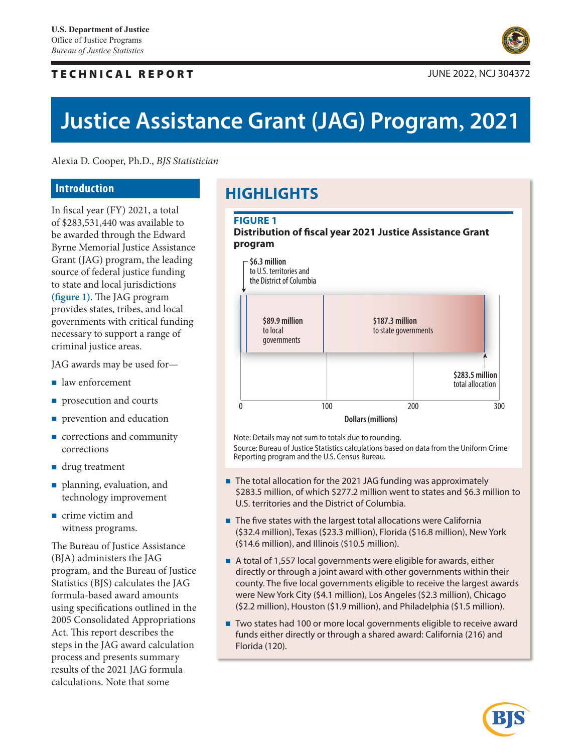U.S. Department of Justice
Office of Justice Programs
*Bureau of Justice Statistics*

**TECHNICAL REPORT**

JUNE 2022, NCJ 304372

# Justice Assistance Grant (JAG) Program, 2021

Alexia D. Cooper, Ph.D., *BJS Statistician*

## Introduction

In fiscal year (FY) 2021, a total of $283,531,440 was available to be awarded through the Edward Byrne Memorial Justice Assistance Grant (JAG) program, the leading source of federal justice funding to state and local jurisdictions (figure 1). The JAG program provides states, tribes, and local governments with critical funding necessary to support a range of criminal justice areas.

JAG awards may be used for—

- law enforcement
- prosecution and courts
- prevention and education
- corrections and community corrections
- drug treatment
- planning, evaluation, and technology improvement
- crime victim and witness programs.

The Bureau of Justice Assistance (BJA) administers the JAG program, and the Bureau of Justice Statistics (BJS) calculates the JAG formula-based award amounts using specifications outlined in the 2005 Consolidated Appropriations Act. This report describes the steps in the JAG award calculation process and presents summary results of the 2021 JAG formula calculations. Note that some

## HIGHLIGHTS

**FIGURE 1**
**Distribution of fiscal year 2021 Justice Assistance Grant program**

- $6.3 million to U.S. territories and the District of Columbia
- $89.9 million to local governments
- $187.3 million to state governments
- $283.5 million total allocation

Dollars (millions): 0, 100, 200, 300

Note: Details may not sum to totals due to rounding.
Source: Bureau of Justice Statistics calculations based on data from the Uniform Crime Reporting program and the U.S. Census Bureau.

- The total allocation for the 2021 JAG funding was approximately $283.5 million, of which $277.2 million went to states and $6.3 million to U.S. territories and the District of Columbia.
- The five states with the largest total allocations were California ($32.4 million), Texas ($23.3 million), Florida ($16.8 million), New York ($14.6 million), and Illinois ($10.5 million).
- A total of 1,557 local governments were eligible for awards, either directly or through a joint award with other governments within their county. The five local governments eligible to receive the largest awards were New York City ($4.1 million), Los Angeles ($2.3 million), Chicago ($2.2 million), Houston ($1.9 million), and Philadelphia ($1.5 million).
- Two states had 100 or more local governments eligible to receive award funds either directly or through a shared award: California (216) and Florida (120).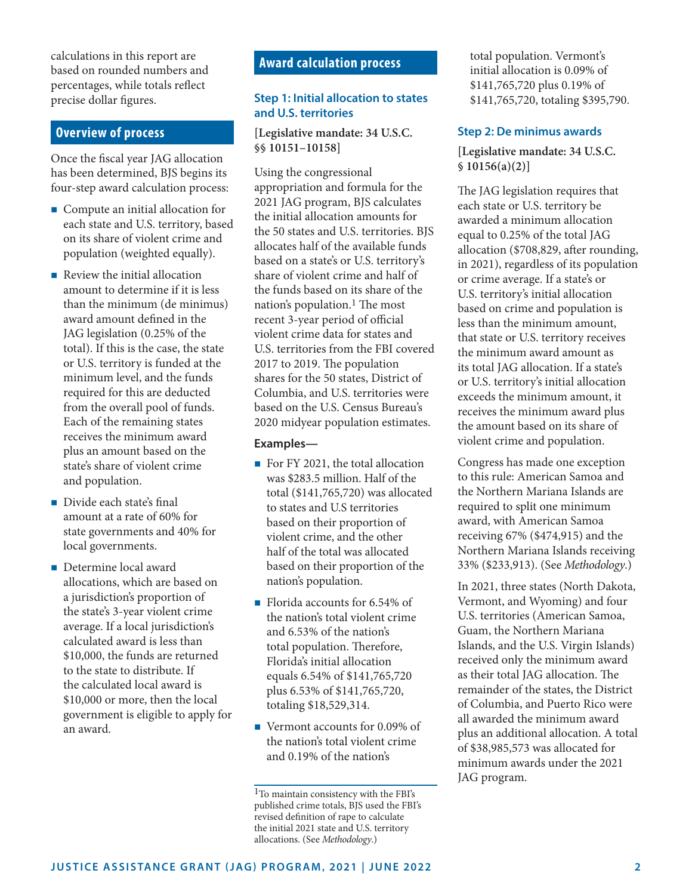calculations in this report are based on rounded numbers and percentages, while totals reflect precise dollar figures.

## Overview of process

Once the fiscal year JAG allocation has been determined, BJS begins its four-step award calculation process:

- Compute an initial allocation for each state and U.S. territory, based on its share of violent crime and population (weighted equally).
- Review the initial allocation amount to determine if it is less than the minimum (de minimus) award amount defined in the JAG legislation (0.25% of the total). If this is the case, the state or U.S. territory is funded at the minimum level, and the funds required for this are deducted from the overall pool of funds. Each of the remaining states receives the minimum award plus an amount based on the state's share of violent crime and population.
- Divide each state's final amount at a rate of 60% for state governments and 40% for local governments.
- Determine local award allocations, which are based on a jurisdiction's proportion of the state's 3-year violent crime average. If a local jurisdiction's calculated award is less than $10,000, the funds are returned to the state to distribute. If the calculated local award is $10,000 or more, then the local government is eligible to apply for an award.

## Award calculation process

### Step 1: Initial allocation to states and U.S. territories

**[Legislative mandate: 34 U.S.C. §§ 10151–10158]**

Using the congressional appropriation and formula for the 2021 JAG program, BJS calculates the initial allocation amounts for the 50 states and U.S. territories. BJS allocates half of the available funds based on a state's or U.S. territory's share of violent crime and half of the funds based on its share of the nation's population.[1] The most recent 3-year period of official violent crime data for states and U.S. territories from the FBI covered 2017 to 2019. The population shares for the 50 states, District of Columbia, and U.S. territories were based on the U.S. Census Bureau's 2020 midyear population estimates.

**Examples—**

- For FY 2021, the total allocation was $283.5 million. Half of the total ($141,765,720) was allocated to states and U.S territories based on their proportion of violent crime, and the other half of the total was allocated based on their proportion of the nation's population.
- Florida accounts for 6.54% of the nation's total violent crime and 6.53% of the nation's total population. Therefore, Florida's initial allocation equals 6.54% of $141,765,720 plus 6.53% of $141,765,720, totaling $18,529,314.
- Vermont accounts for 0.09% of the nation's total violent crime and 0.19% of the nation's total population. Vermont's initial allocation is 0.09% of $141,765,720 plus 0.19% of $141,765,720, totaling $395,790.

[1]To maintain consistency with the FBI's published crime totals, BJS used the FBI's revised definition of rape to calculate the initial 2021 state and U.S. territory allocations. (See *Methodology*.)

### Step 2: De minimus awards

**[Legislative mandate: 34 U.S.C. § 10156(a)(2)]**

The JAG legislation requires that each state or U.S. territory be awarded a minimum allocation equal to 0.25% of the total JAG allocation ($708,829, after rounding, in 2021), regardless of its population or crime average. If a state's or U.S. territory's initial allocation based on crime and population is less than the minimum amount, that state or U.S. territory receives the minimum award amount as its total JAG allocation. If a state's or U.S. territory's initial allocation exceeds the minimum amount, it receives the minimum award plus the amount based on its share of violent crime and population.

Congress has made one exception to this rule: American Samoa and the Northern Mariana Islands are required to split one minimum award, with American Samoa receiving 67% ($474,915) and the Northern Mariana Islands receiving 33% ($233,913). (See *Methodology*.)

In 2021, three states (North Dakota, Vermont, and Wyoming) and four U.S. territories (American Samoa, Guam, the Northern Mariana Islands, and the U.S. Virgin Islands) received only the minimum award as their total JAG allocation. The remainder of the states, the District of Columbia, and Puerto Rico were all awarded the minimum award plus an additional allocation. A total of $38,985,573 was allocated for minimum awards under the 2021 JAG program.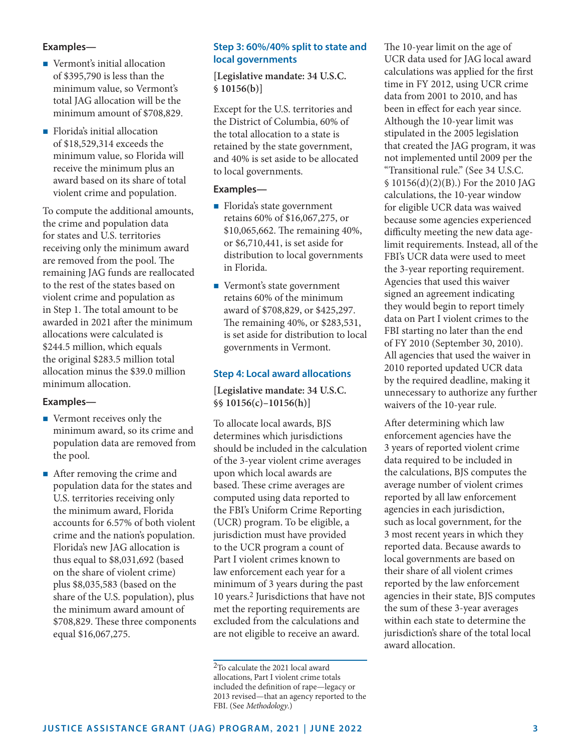**Examples—**

- Vermont's initial allocation of $395,790 is less than the minimum value, so Vermont's total JAG allocation will be the minimum amount of $708,829.
- Florida's initial allocation of $18,529,314 exceeds the minimum value, so Florida will receive the minimum plus an award based on its share of total violent crime and population.

To compute the additional amounts, the crime and population data for states and U.S. territories receiving only the minimum award are removed from the pool. The remaining JAG funds are reallocated to the rest of the states based on violent crime and population as in Step 1. The total amount to be awarded in 2021 after the minimum allocations were calculated is $244.5 million, which equals the original $283.5 million total allocation minus the $39.0 million minimum allocation.

**Examples—**

- Vermont receives only the minimum award, so its crime and population data are removed from the pool.
- After removing the crime and population data for the states and U.S. territories receiving only the minimum award, Florida accounts for 6.57% of both violent crime and the nation's population. Florida's new JAG allocation is thus equal to $8,031,692 (based on the share of violent crime) plus $8,035,583 (based on the share of the U.S. population), plus the minimum award amount of $708,829. These three components equal $16,067,275.

## Step 3: 60%/40% split to state and local governments

**[Legislative mandate: 34 U.S.C. § 10156(b)]**

Except for the U.S. territories and the District of Columbia, 60% of the total allocation to a state is retained by the state government, and 40% is set aside to be allocated to local governments.

**Examples—**

- Florida's state government retains 60% of $16,067,275, or $10,065,662. The remaining 40%, or $6,710,441, is set aside for distribution to local governments in Florida.
- Vermont's state government retains 60% of the minimum award of $708,829, or $425,297. The remaining 40%, or $283,531, is set aside for distribution to local governments in Vermont.

## Step 4: Local award allocations

**[Legislative mandate: 34 U.S.C. §§ 10156(c)–10156(h)]**

To allocate local awards, BJS determines which jurisdictions should be included in the calculation of the 3-year violent crime averages upon which local awards are based. These crime averages are computed using data reported to the FBI's Uniform Crime Reporting (UCR) program. To be eligible, a jurisdiction must have provided to the UCR program a count of Part I violent crimes known to law enforcement each year for a minimum of 3 years during the past 10 years.[2] Jurisdictions that have not met the reporting requirements are excluded from the calculations and are not eligible to receive an award.

The 10-year limit on the age of UCR data used for JAG local award calculations was applied for the first time in FY 2012, using UCR crime data from 2001 to 2010, and has been in effect for each year since. Although the 10-year limit was stipulated in the 2005 legislation that created the JAG program, it was not implemented until 2009 per the "Transitional rule." (See 34 U.S.C. § 10156(d)(2)(B).) For the 2010 JAG calculations, the 10-year window for eligible UCR data was waived because some agencies experienced difficulty meeting the new data age-limit requirements. Instead, all of the FBI's UCR data were used to meet the 3-year reporting requirement. Agencies that used this waiver signed an agreement indicating they would begin to report timely data on Part I violent crimes to the FBI starting no later than the end of FY 2010 (September 30, 2010). All agencies that used the waiver in 2010 reported updated UCR data by the required deadline, making it unnecessary to authorize any further waivers of the 10-year rule.

After determining which law enforcement agencies have the 3 years of reported violent crime data required to be included in the calculations, BJS computes the average number of violent crimes reported by all law enforcement agencies in each jurisdiction, such as local government, for the 3 most recent years in which they reported data. Because awards to local governments are based on their share of all violent crimes reported by the law enforcement agencies in their state, BJS computes the sum of these 3-year averages within each state to determine the jurisdiction's share of the total local award allocation.

[2] To calculate the 2021 local award allocations, Part I violent crime totals included the definition of rape—legacy or 2013 revised—that an agency reported to the FBI. (See *Methodology*.)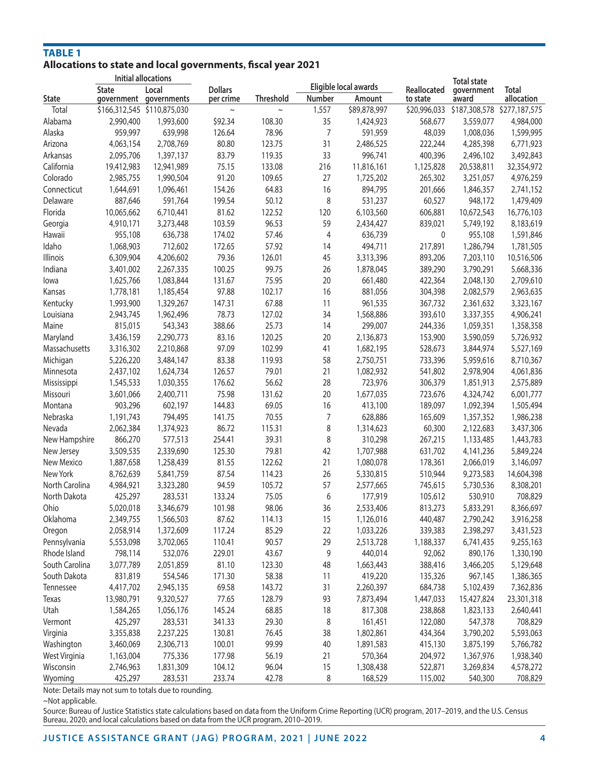**TABLE 1**
**Allocations to state and local governments, fiscal year 2021**

| State | Initial allocations | | Dollars per crime | Threshold | Eligible local awards | | Reallocated to state | Total state government award | Total allocation |
|---|---|---|---|---|---|---|---|---|---|
| | State government | Local governments | | | Number | Amount | | | |
| Total | $166,312,545 | $110,875,030 | ~ | ~ | 1,557 | $89,878,997 | $20,996,033 | $187,308,578 | $277,187,575 |
| Alabama | 2,990,400 | 1,993,600 | $92.34 | 108.30 | 35 | 1,424,923 | 568,677 | 3,559,077 | 4,984,000 |
| Alaska | 959,997 | 639,998 | 126.64 | 78.96 | 7 | 591,959 | 48,039 | 1,008,036 | 1,599,995 |
| Arizona | 4,063,154 | 2,708,769 | 80.80 | 123.75 | 31 | 2,486,525 | 222,244 | 4,285,398 | 6,771,923 |
| Arkansas | 2,095,706 | 1,397,137 | 83.79 | 119.35 | 33 | 996,741 | 400,396 | 2,496,102 | 3,492,843 |
| California | 19,412,983 | 12,941,989 | 75.15 | 133.08 | 216 | 11,816,161 | 1,125,828 | 20,538,811 | 32,354,972 |
| Colorado | 2,985,755 | 1,990,504 | 91.20 | 109.65 | 27 | 1,725,202 | 265,302 | 3,251,057 | 4,976,259 |
| Connecticut | 1,644,691 | 1,096,461 | 154.26 | 64.83 | 16 | 894,795 | 201,666 | 1,846,357 | 2,741,152 |
| Delaware | 887,646 | 591,764 | 199.54 | 50.12 | 8 | 531,237 | 60,527 | 948,172 | 1,479,409 |
| Florida | 10,065,662 | 6,710,441 | 81.62 | 122.52 | 120 | 6,103,560 | 606,881 | 10,672,543 | 16,776,103 |
| Georgia | 4,910,171 | 3,273,448 | 103.59 | 96.53 | 59 | 2,434,427 | 839,021 | 5,749,192 | 8,183,619 |
| Hawaii | 955,108 | 636,738 | 174.02 | 57.46 | 4 | 636,739 | 0 | 955,108 | 1,591,846 |
| Idaho | 1,068,903 | 712,602 | 172.65 | 57.92 | 14 | 494,711 | 217,891 | 1,286,794 | 1,781,505 |
| Illinois | 6,309,904 | 4,206,602 | 79.36 | 126.01 | 45 | 3,313,396 | 893,206 | 7,203,110 | 10,516,506 |
| Indiana | 3,401,002 | 2,267,335 | 100.25 | 99.75 | 26 | 1,878,045 | 389,290 | 3,790,291 | 5,668,336 |
| Iowa | 1,625,766 | 1,083,844 | 131.67 | 75.95 | 20 | 661,480 | 422,364 | 2,048,130 | 2,709,610 |
| Kansas | 1,778,181 | 1,185,454 | 97.88 | 102.17 | 16 | 881,056 | 304,398 | 2,082,579 | 2,963,635 |
| Kentucky | 1,993,900 | 1,329,267 | 147.31 | 67.88 | 11 | 961,535 | 367,732 | 2,361,632 | 3,323,167 |
| Louisiana | 2,943,745 | 1,962,496 | 78.73 | 127.02 | 34 | 1,568,886 | 393,610 | 3,337,355 | 4,906,241 |
| Maine | 815,015 | 543,343 | 388.66 | 25.73 | 14 | 299,007 | 244,336 | 1,059,351 | 1,358,358 |
| Maryland | 3,436,159 | 2,290,773 | 83.16 | 120.25 | 20 | 2,136,873 | 153,900 | 3,590,059 | 5,726,932 |
| Massachusetts | 3,316,302 | 2,210,868 | 97.09 | 102.99 | 41 | 1,682,195 | 528,673 | 3,844,974 | 5,527,169 |
| Michigan | 5,226,220 | 3,484,147 | 83.38 | 119.93 | 58 | 2,750,751 | 733,396 | 5,959,616 | 8,710,367 |
| Minnesota | 2,437,102 | 1,624,734 | 126.57 | 79.01 | 21 | 1,082,932 | 541,802 | 2,978,904 | 4,061,836 |
| Mississippi | 1,545,533 | 1,030,355 | 176.62 | 56.62 | 28 | 723,976 | 306,379 | 1,851,913 | 2,575,889 |
| Missouri | 3,601,066 | 2,400,711 | 75.98 | 131.62 | 20 | 1,677,035 | 723,676 | 4,324,742 | 6,001,777 |
| Montana | 903,296 | 602,197 | 144.83 | 69.05 | 16 | 413,100 | 189,097 | 1,092,394 | 1,505,494 |
| Nebraska | 1,191,743 | 794,495 | 141.75 | 70.55 | 7 | 628,886 | 165,609 | 1,357,352 | 1,986,238 |
| Nevada | 2,062,384 | 1,374,923 | 86.72 | 115.31 | 8 | 1,314,623 | 60,300 | 2,122,683 | 3,437,306 |
| New Hampshire | 866,270 | 577,513 | 254.41 | 39.31 | 8 | 310,298 | 267,215 | 1,133,485 | 1,443,783 |
| New Jersey | 3,509,535 | 2,339,690 | 125.30 | 79.81 | 42 | 1,707,988 | 631,702 | 4,141,236 | 5,849,224 |
| New Mexico | 1,887,658 | 1,258,439 | 81.55 | 122.62 | 21 | 1,080,078 | 178,361 | 2,066,019 | 3,146,097 |
| New York | 8,762,639 | 5,841,759 | 87.54 | 114.23 | 26 | 5,330,815 | 510,944 | 9,273,583 | 14,604,398 |
| North Carolina | 4,984,921 | 3,323,280 | 94.59 | 105.72 | 57 | 2,577,665 | 745,615 | 5,730,536 | 8,308,201 |
| North Dakota | 425,297 | 283,531 | 133.24 | 75.05 | 6 | 177,919 | 105,612 | 530,910 | 708,829 |
| Ohio | 5,020,018 | 3,346,679 | 101.98 | 98.06 | 36 | 2,533,406 | 813,273 | 5,833,291 | 8,366,697 |
| Oklahoma | 2,349,755 | 1,566,503 | 87.62 | 114.13 | 15 | 1,126,016 | 440,487 | 2,790,242 | 3,916,258 |
| Oregon | 2,058,914 | 1,372,609 | 117.24 | 85.29 | 22 | 1,033,226 | 339,383 | 2,398,297 | 3,431,523 |
| Pennsylvania | 5,553,098 | 3,702,065 | 110.41 | 90.57 | 29 | 2,513,728 | 1,188,337 | 6,741,435 | 9,255,163 |
| Rhode Island | 798,114 | 532,076 | 229.01 | 43.67 | 9 | 440,014 | 92,062 | 890,176 | 1,330,190 |
| South Carolina | 3,077,789 | 2,051,859 | 81.10 | 123.30 | 48 | 1,663,443 | 388,416 | 3,466,205 | 5,129,648 |
| South Dakota | 831,819 | 554,546 | 171.30 | 58.38 | 11 | 419,220 | 135,326 | 967,145 | 1,386,365 |
| Tennessee | 4,417,702 | 2,945,135 | 69.58 | 143.72 | 31 | 2,260,397 | 684,738 | 5,102,439 | 7,362,836 |
| Texas | 13,980,791 | 9,320,527 | 77.65 | 128.79 | 93 | 7,873,494 | 1,447,033 | 15,427,824 | 23,301,318 |
| Utah | 1,584,265 | 1,056,176 | 145.24 | 68.85 | 18 | 817,308 | 238,868 | 1,823,133 | 2,640,441 |
| Vermont | 425,297 | 283,531 | 341.33 | 29.30 | 8 | 161,451 | 122,080 | 547,378 | 708,829 |
| Virginia | 3,355,838 | 2,237,225 | 130.81 | 76.45 | 38 | 1,802,861 | 434,364 | 3,790,202 | 5,593,063 |
| Washington | 3,460,069 | 2,306,713 | 100.01 | 99.99 | 40 | 1,891,583 | 415,130 | 3,875,199 | 5,766,782 |
| West Virginia | 1,163,004 | 775,336 | 177.98 | 56.19 | 21 | 570,364 | 204,972 | 1,367,976 | 1,938,340 |
| Wisconsin | 2,746,963 | 1,831,309 | 104.12 | 96.04 | 15 | 1,308,438 | 522,871 | 3,269,834 | 4,578,272 |
| Wyoming | 425,297 | 283,531 | 233.74 | 42.78 | 8 | 168,529 | 115,002 | 540,300 | 708,829 |

Note: Details may not sum to totals due to rounding.

~Not applicable.

Source: Bureau of Justice Statistics state calculations based on data from the Uniform Crime Reporting (UCR) program, 2017–2019, and the U.S. Census Bureau, 2020; and local calculations based on data from the UCR program, 2010–2019.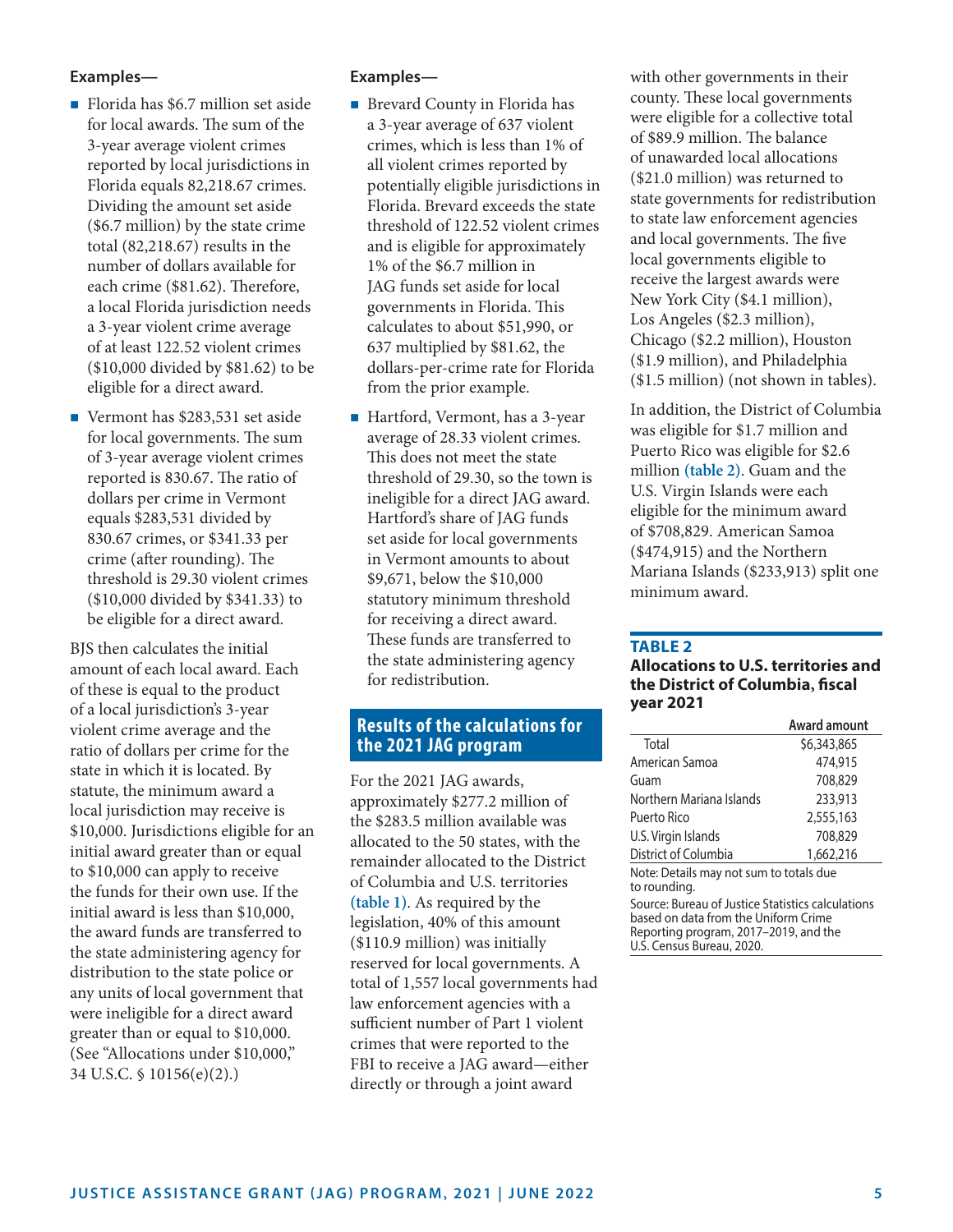**Examples—**

- Florida has $6.7 million set aside for local awards. The sum of the 3-year average violent crimes reported by local jurisdictions in Florida equals 82,218.67 crimes. Dividing the amount set aside ($6.7 million) by the state crime total (82,218.67) results in the number of dollars available for each crime ($81.62). Therefore, a local Florida jurisdiction needs a 3-year violent crime average of at least 122.52 violent crimes ($10,000 divided by $81.62) to be eligible for a direct award.
- Vermont has $283,531 set aside for local governments. The sum of 3-year average violent crimes reported is 830.67. The ratio of dollars per crime in Vermont equals $283,531 divided by 830.67 crimes, or $341.33 per crime (after rounding). The threshold is 29.30 violent crimes ($10,000 divided by $341.33) to be eligible for a direct award.

BJS then calculates the initial amount of each local award. Each of these is equal to the product of a local jurisdiction's 3-year violent crime average and the ratio of dollars per crime for the state in which it is located. By statute, the minimum award a local jurisdiction may receive is $10,000. Jurisdictions eligible for an initial award greater than or equal to $10,000 can apply to receive the funds for their own use. If the initial award is less than $10,000, the award funds are transferred to the state administering agency for distribution to the state police or any units of local government that were ineligible for a direct award greater than or equal to $10,000. (See "Allocations under $10,000," 34 U.S.C. § 10156(e)(2).)

**Examples—**

- Brevard County in Florida has a 3-year average of 637 violent crimes, which is less than 1% of all violent crimes reported by potentially eligible jurisdictions in Florida. Brevard exceeds the state threshold of 122.52 violent crimes and is eligible for approximately 1% of the $6.7 million in JAG funds set aside for local governments in Florida. This calculates to about $51,990, or 637 multiplied by $81.62, the dollars-per-crime rate for Florida from the prior example.
- Hartford, Vermont, has a 3-year average of 28.33 violent crimes. This does not meet the state threshold of 29.30, so the town is ineligible for a direct JAG award. Hartford's share of JAG funds set aside for local governments in Vermont amounts to about $9,671, below the $10,000 statutory minimum threshold for receiving a direct award. These funds are transferred to the state administering agency for redistribution.

## Results of the calculations for the 2021 JAG program

For the 2021 JAG awards, approximately $277.2 million of the $283.5 million available was allocated to the 50 states, with the remainder allocated to the District of Columbia and U.S. territories **(table 1)**. As required by the legislation, 40% of this amount ($110.9 million) was initially reserved for local governments. A total of 1,557 local governments had law enforcement agencies with a sufficient number of Part 1 violent crimes that were reported to the FBI to receive a JAG award—either directly or through a joint award with other governments in their county. These local governments were eligible for a collective total of $89.9 million. The balance of unawarded local allocations ($21.0 million) was returned to state governments for redistribution to state law enforcement agencies and local governments. The five local governments eligible to receive the largest awards were New York City ($4.1 million), Los Angeles ($2.3 million), Chicago ($2.2 million), Houston ($1.9 million), and Philadelphia ($1.5 million) (not shown in tables).

In addition, the District of Columbia was eligible for $1.7 million and Puerto Rico was eligible for $2.6 million **(table 2)**. Guam and the U.S. Virgin Islands were each eligible for the minimum award of $708,829. American Samoa ($474,915) and the Northern Mariana Islands ($233,913) split one minimum award.

**TABLE 2**
**Allocations to U.S. territories and the District of Columbia, fiscal year 2021**

| | Award amount |
|---|---|
| Total | $6,343,865 |
| American Samoa | 474,915 |
| Guam | 708,829 |
| Northern Mariana Islands | 233,913 |
| Puerto Rico | 2,555,163 |
| U.S. Virgin Islands | 708,829 |
| District of Columbia | 1,662,216 |

Note: Details may not sum to totals due to rounding.
Source: Bureau of Justice Statistics calculations based on data from the Uniform Crime Reporting program, 2017–2019, and the U.S. Census Bureau, 2020.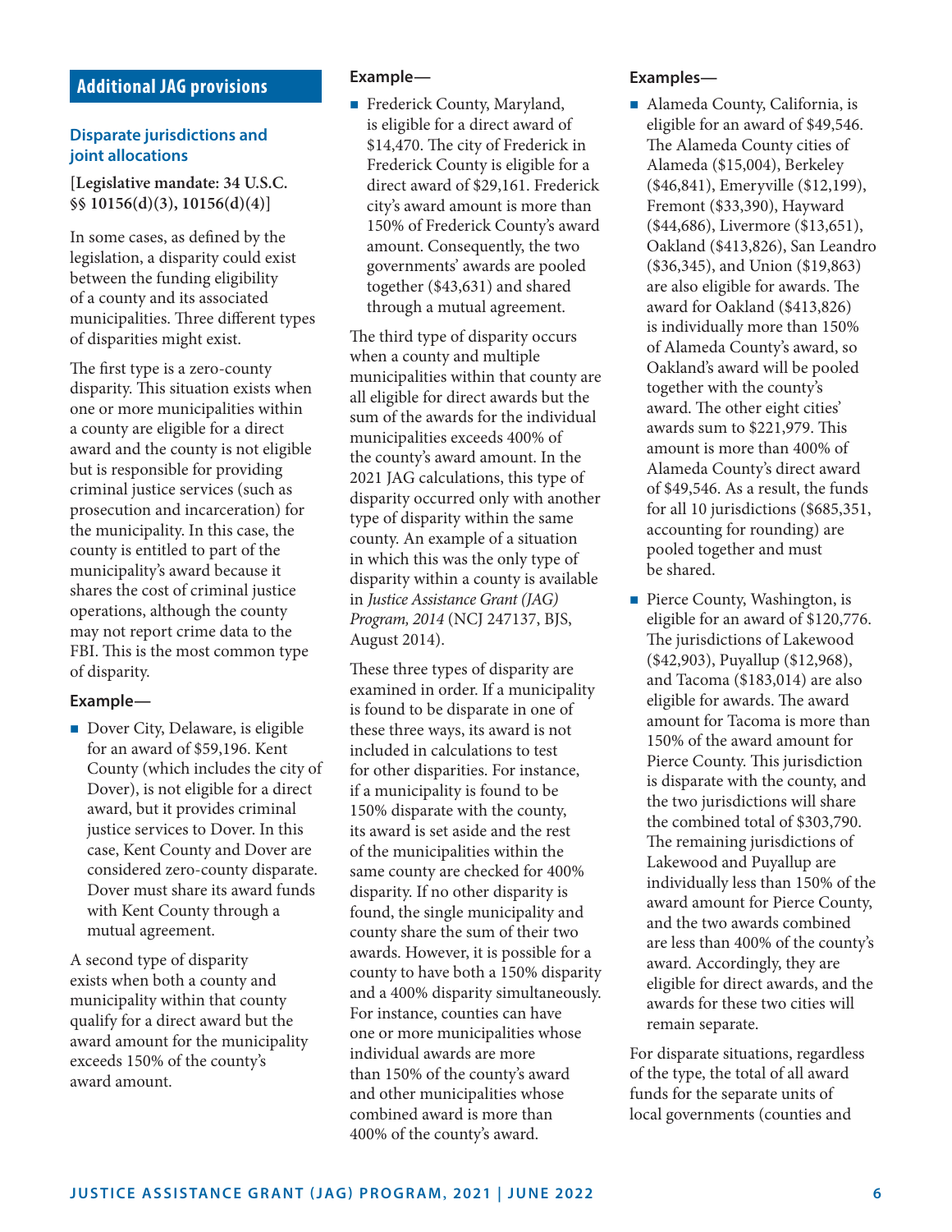## Additional JAG provisions

### Disparate jurisdictions and joint allocations

**[Legislative mandate: 34 U.S.C. §§ 10156(d)(3), 10156(d)(4)]**

In some cases, as defined by the legislation, a disparity could exist between the funding eligibility of a county and its associated municipalities. Three different types of disparities might exist.

The first type is a zero-county disparity. This situation exists when one or more municipalities within a county are eligible for a direct award and the county is not eligible but is responsible for providing criminal justice services (such as prosecution and incarceration) for the municipality. In this case, the county is entitled to part of the municipality's award because it shares the cost of criminal justice operations, although the county may not report crime data to the FBI. This is the most common type of disparity.

**Example—**

- Dover City, Delaware, is eligible for an award of $59,196. Kent County (which includes the city of Dover), is not eligible for a direct award, but it provides criminal justice services to Dover. In this case, Kent County and Dover are considered zero-county disparate. Dover must share its award funds with Kent County through a mutual agreement.

A second type of disparity exists when both a county and municipality within that county qualify for a direct award but the award amount for the municipality exceeds 150% of the county's award amount.

**Example—**

- Frederick County, Maryland, is eligible for a direct award of $14,470. The city of Frederick in Frederick County is eligible for a direct award of $29,161. Frederick city's award amount is more than 150% of Frederick County's award amount. Consequently, the two governments' awards are pooled together ($43,631) and shared through a mutual agreement.

The third type of disparity occurs when a county and multiple municipalities within that county are all eligible for direct awards but the sum of the awards for the individual municipalities exceeds 400% of the county's award amount. In the 2021 JAG calculations, this type of disparity occurred only with another type of disparity within the same county. An example of a situation in which this was the only type of disparity within a county is available in *Justice Assistance Grant (JAG) Program, 2014* (NCJ 247137, BJS, August 2014).

These three types of disparity are examined in order. If a municipality is found to be disparate in one of these three ways, its award is not included in calculations to test for other disparities. For instance, if a municipality is found to be 150% disparate with the county, its award is set aside and the rest of the municipalities within the same county are checked for 400% disparity. If no other disparity is found, the single municipality and county share the sum of their two awards. However, it is possible for a county to have both a 150% disparity and a 400% disparity simultaneously. For instance, counties can have one or more municipalities whose individual awards are more than 150% of the county's award and other municipalities whose combined award is more than 400% of the county's award.

**Examples—**

- Alameda County, California, is eligible for an award of $49,546. The Alameda County cities of Alameda ($15,004), Berkeley ($46,841), Emeryville ($12,199), Fremont ($33,390), Hayward ($44,686), Livermore ($13,651), Oakland ($413,826), San Leandro ($36,345), and Union ($19,863) are also eligible for awards. The award for Oakland ($413,826) is individually more than 150% of Alameda County's award, so Oakland's award will be pooled together with the county's award. The other eight cities' awards sum to $221,979. This amount is more than 400% of Alameda County's direct award of $49,546. As a result, the funds for all 10 jurisdictions ($685,351, accounting for rounding) are pooled together and must be shared.
- Pierce County, Washington, is eligible for an award of $120,776. The jurisdictions of Lakewood ($42,903), Puyallup ($12,968), and Tacoma ($183,014) are also eligible for awards. The award amount for Tacoma is more than 150% of the award amount for Pierce County. This jurisdiction is disparate with the county, and the two jurisdictions will share the combined total of $303,790. The remaining jurisdictions of Lakewood and Puyallup are individually less than 150% of the award amount for Pierce County, and the two awards combined are less than 400% of the county's award. Accordingly, they are eligible for direct awards, and the awards for these two cities will remain separate.

For disparate situations, regardless of the type, the total of all award funds for the separate units of local governments (counties and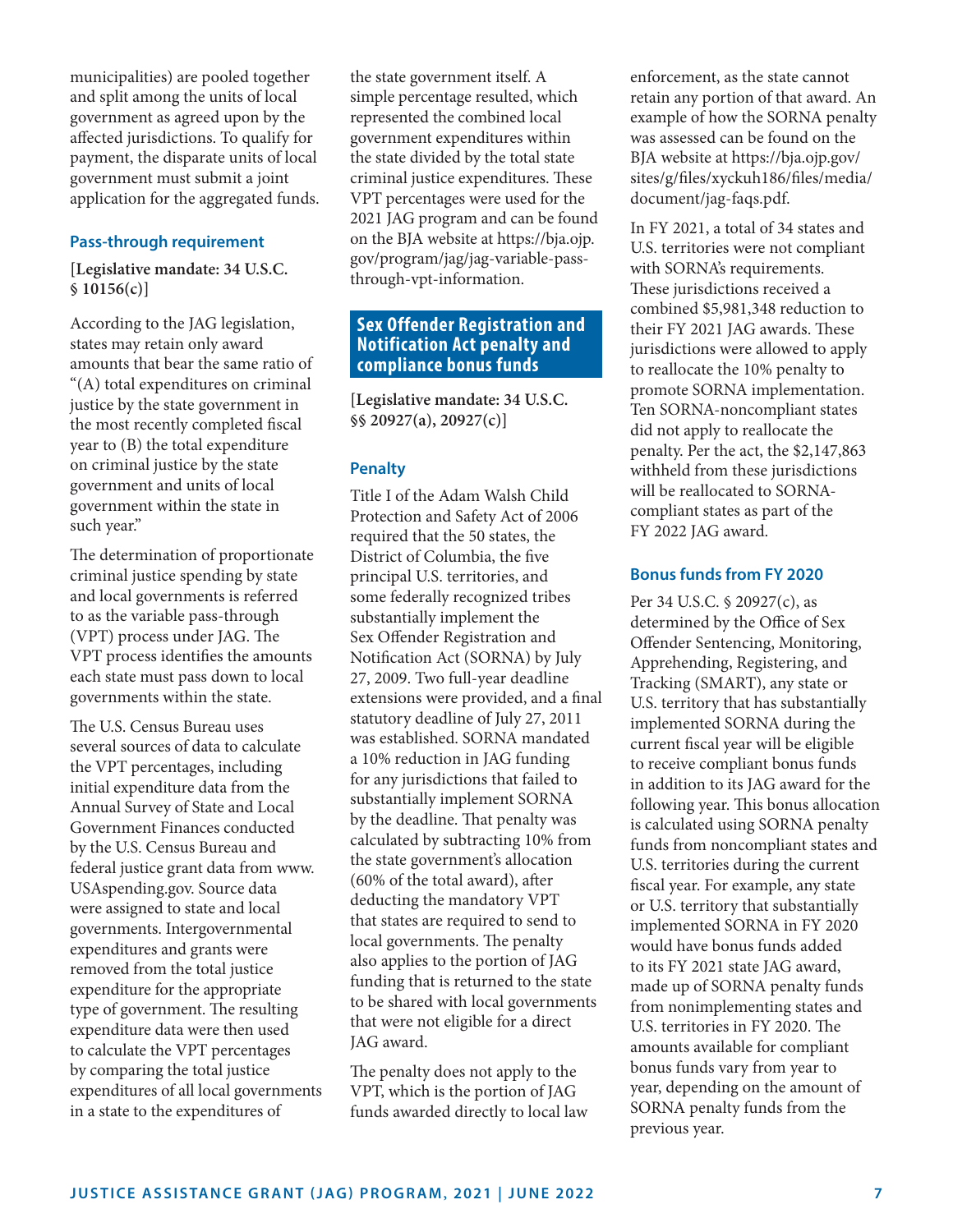municipalities) are pooled together and split among the units of local government as agreed upon by the affected jurisdictions. To qualify for payment, the disparate units of local government must submit a joint application for the aggregated funds.

### Pass-through requirement

**[Legislative mandate: 34 U.S.C. § 10156(c)]**

According to the JAG legislation, states may retain only award amounts that bear the same ratio of "(A) total expenditures on criminal justice by the state government in the most recently completed fiscal year to (B) the total expenditure on criminal justice by the state government and units of local government within the state in such year."

The determination of proportionate criminal justice spending by state and local governments is referred to as the variable pass-through (VPT) process under JAG. The VPT process identifies the amounts each state must pass down to local governments within the state.

The U.S. Census Bureau uses several sources of data to calculate the VPT percentages, including initial expenditure data from the Annual Survey of State and Local Government Finances conducted by the U.S. Census Bureau and federal justice grant data from www.USAspending.gov. Source data were assigned to state and local governments. Intergovernmental expenditures and grants were removed from the total justice expenditure for the appropriate type of government. The resulting expenditure data were then used to calculate the VPT percentages by comparing the total justice expenditures of all local governments in a state to the expenditures of the state government itself. A simple percentage resulted, which represented the combined local government expenditures within the state divided by the total state criminal justice expenditures. These VPT percentages were used for the 2021 JAG program and can be found on the BJA website at https://bja.ojp.gov/program/jag/jag-variable-pass-through-vpt-information.

## Sex Offender Registration and Notification Act penalty and compliance bonus funds

**[Legislative mandate: 34 U.S.C. §§ 20927(a), 20927(c)]**

### Penalty

Title I of the Adam Walsh Child Protection and Safety Act of 2006 required that the 50 states, the District of Columbia, the five principal U.S. territories, and some federally recognized tribes substantially implement the Sex Offender Registration and Notification Act (SORNA) by July 27, 2009. Two full-year deadline extensions were provided, and a final statutory deadline of July 27, 2011 was established. SORNA mandated a 10% reduction in JAG funding for any jurisdictions that failed to substantially implement SORNA by the deadline. That penalty was calculated by subtracting 10% from the state government's allocation (60% of the total award), after deducting the mandatory VPT that states are required to send to local governments. The penalty also applies to the portion of JAG funding that is returned to the state to be shared with local governments that were not eligible for a direct JAG award.

The penalty does not apply to the VPT, which is the portion of JAG funds awarded directly to local law enforcement, as the state cannot retain any portion of that award. An example of how the SORNA penalty was assessed can be found on the BJA website at https://bja.ojp.gov/sites/g/files/xyckuh186/files/media/document/jag-faqs.pdf.

In FY 2021, a total of 34 states and U.S. territories were not compliant with SORNA's requirements. These jurisdictions received a combined $5,981,348 reduction to their FY 2021 JAG awards. These jurisdictions were allowed to apply to reallocate the 10% penalty to promote SORNA implementation. Ten SORNA-noncompliant states did not apply to reallocate the penalty. Per the act, the $2,147,863 withheld from these jurisdictions will be reallocated to SORNA-compliant states as part of the FY 2022 JAG award.

### Bonus funds from FY 2020

Per 34 U.S.C. § 20927(c), as determined by the Office of Sex Offender Sentencing, Monitoring, Apprehending, Registering, and Tracking (SMART), any state or U.S. territory that has substantially implemented SORNA during the current fiscal year will be eligible to receive compliant bonus funds in addition to its JAG award for the following year. This bonus allocation is calculated using SORNA penalty funds from noncompliant states and U.S. territories during the current fiscal year. For example, any state or U.S. territory that substantially implemented SORNA in FY 2020 would have bonus funds added to its FY 2021 state JAG award, made up of SORNA penalty funds from nonimplementing states and U.S. territories in FY 2020. The amounts available for compliant bonus funds vary from year to year, depending on the amount of SORNA penalty funds from the previous year.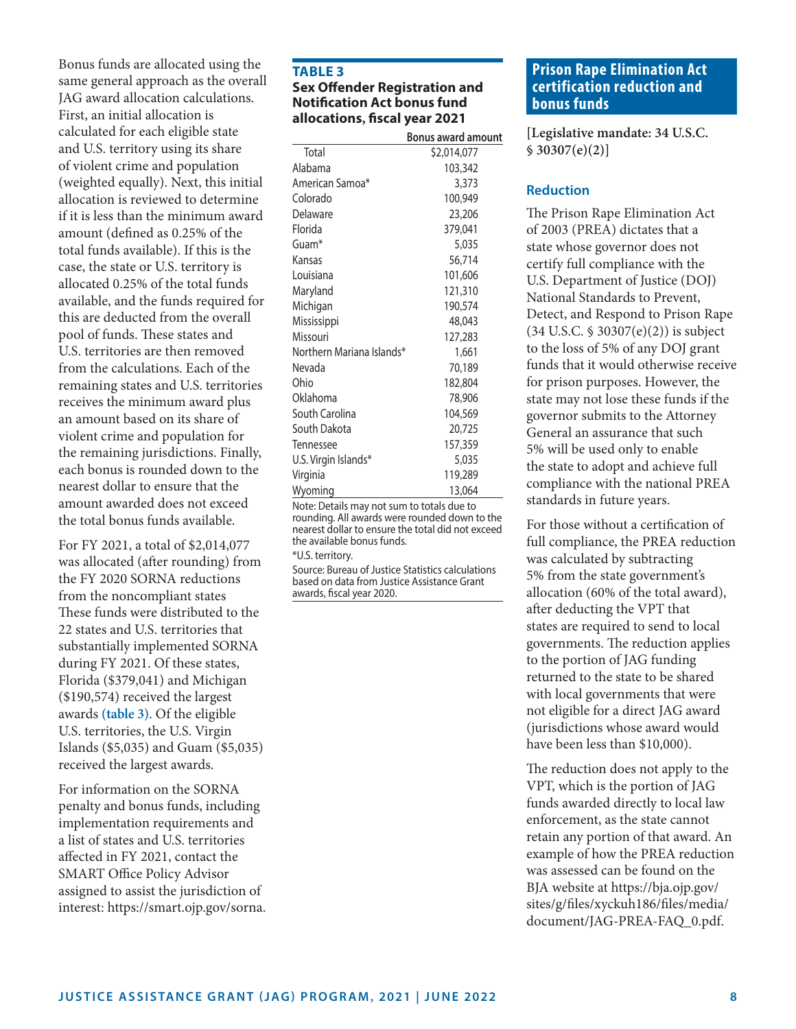Bonus funds are allocated using the same general approach as the overall JAG award allocation calculations. First, an initial allocation is calculated for each eligible state and U.S. territory using its share of violent crime and population (weighted equally). Next, this initial allocation is reviewed to determine if it is less than the minimum award amount (defined as 0.25% of the total funds available). If this is the case, the state or U.S. territory is allocated 0.25% of the total funds available, and the funds required for this are deducted from the overall pool of funds. These states and U.S. territories are then removed from the calculations. Each of the remaining states and U.S. territories receives the minimum award plus an amount based on its share of violent crime and population for the remaining jurisdictions. Finally, each bonus is rounded down to the nearest dollar to ensure that the amount awarded does not exceed the total bonus funds available.

For FY 2021, a total of $2,014,077 was allocated (after rounding) from the FY 2020 SORNA reductions from the noncompliant states These funds were distributed to the 22 states and U.S. territories that substantially implemented SORNA during FY 2021. Of these states, Florida ($379,041) and Michigan ($190,574) received the largest awards **(table 3)**. Of the eligible U.S. territories, the U.S. Virgin Islands ($5,035) and Guam ($5,035) received the largest awards.

For information on the SORNA penalty and bonus funds, including implementation requirements and a list of states and U.S. territories affected in FY 2021, contact the SMART Office Policy Advisor assigned to assist the jurisdiction of interest: https://smart.ojp.gov/sorna.

**TABLE 3**
**Sex Offender Registration and Notification Act bonus fund allocations, fiscal year 2021**

| | Bonus award amount |
|---|---|
| Total | $2,014,077 |
| Alabama | 103,342 |
| American Samoa* | 3,373 |
| Colorado | 100,949 |
| Delaware | 23,206 |
| Florida | 379,041 |
| Guam* | 5,035 |
| Kansas | 56,714 |
| Louisiana | 101,606 |
| Maryland | 121,310 |
| Michigan | 190,574 |
| Mississippi | 48,043 |
| Missouri | 127,283 |
| Northern Mariana Islands* | 1,661 |
| Nevada | 70,189 |
| Ohio | 182,804 |
| Oklahoma | 78,906 |
| South Carolina | 104,569 |
| South Dakota | 20,725 |
| Tennessee | 157,359 |
| U.S. Virgin Islands* | 5,035 |
| Virginia | 119,289 |
| Wyoming | 13,064 |

Note: Details may not sum to totals due to rounding. All awards were rounded down to the nearest dollar to ensure the total did not exceed the available bonus funds.
*U.S. territory.
Source: Bureau of Justice Statistics calculations based on data from Justice Assistance Grant awards, fiscal year 2020.

## Prison Rape Elimination Act certification reduction and bonus funds

**[Legislative mandate: 34 U.S.C. § 30307(e)(2)]**

### Reduction

The Prison Rape Elimination Act of 2003 (PREA) dictates that a state whose governor does not certify full compliance with the U.S. Department of Justice (DOJ) National Standards to Prevent, Detect, and Respond to Prison Rape (34 U.S.C. § 30307(e)(2)) is subject to the loss of 5% of any DOJ grant funds that it would otherwise receive for prison purposes. However, the state may not lose these funds if the governor submits to the Attorney General an assurance that such 5% will be used only to enable the state to adopt and achieve full compliance with the national PREA standards in future years.

For those without a certification of full compliance, the PREA reduction was calculated by subtracting 5% from the state government's allocation (60% of the total award), after deducting the VPT that states are required to send to local governments. The reduction applies to the portion of JAG funding returned to the state to be shared with local governments that were not eligible for a direct JAG award (jurisdictions whose award would have been less than $10,000).

The reduction does not apply to the VPT, which is the portion of JAG funds awarded directly to local law enforcement, as the state cannot retain any portion of that award. An example of how the PREA reduction was assessed can be found on the BJA website at https://bja.ojp.gov/sites/g/files/xyckuh186/files/media/document/JAG-PREA-FAQ_0.pdf.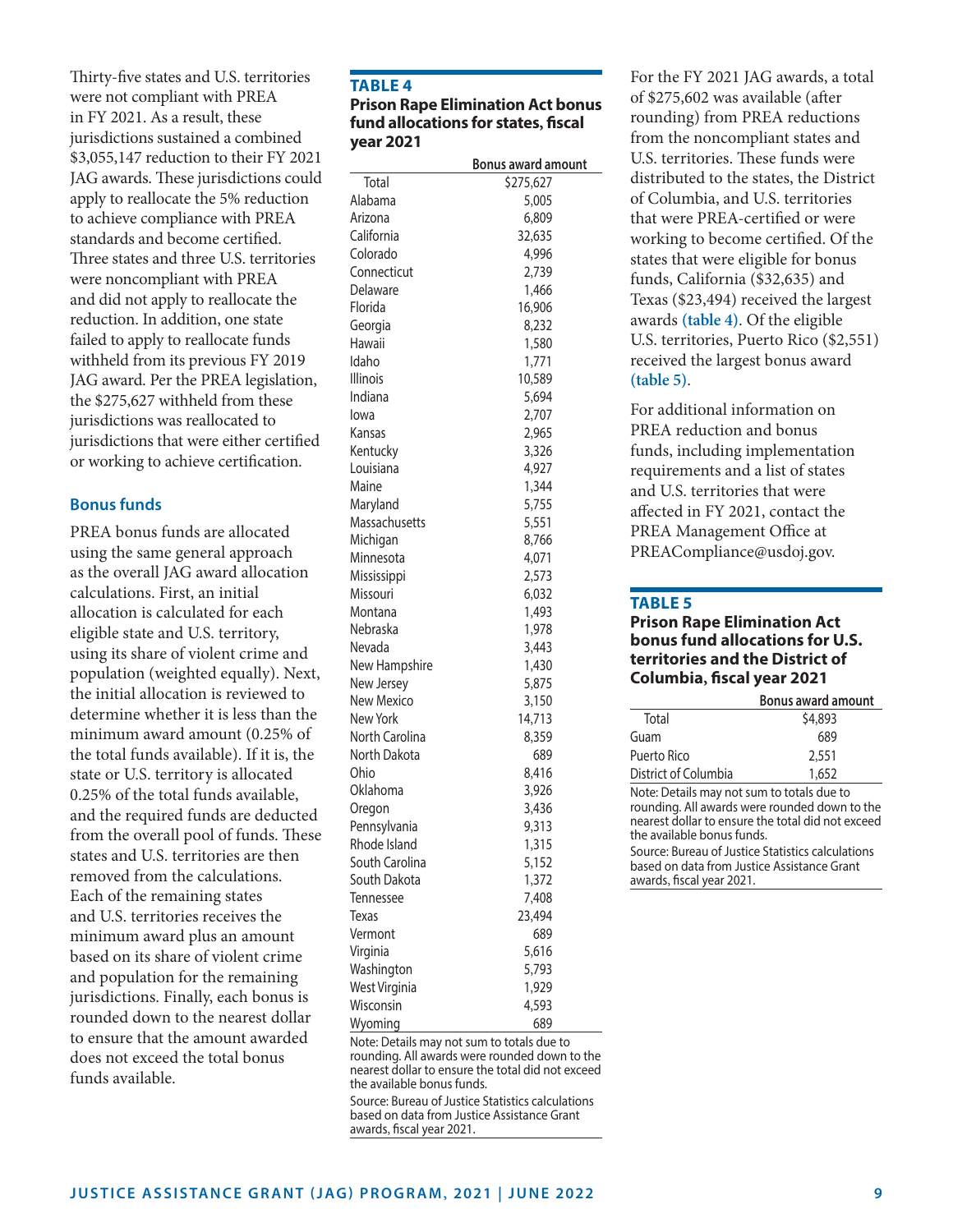Thirty-five states and U.S. territories were not compliant with PREA in FY 2021. As a result, these jurisdictions sustained a combined $3,055,147 reduction to their FY 2021 JAG awards. These jurisdictions could apply to reallocate the 5% reduction to achieve compliance with PREA standards and become certified. Three states and three U.S. territories were noncompliant with PREA and did not apply to reallocate the reduction. In addition, one state failed to apply to reallocate funds withheld from its previous FY 2019 JAG award. Per the PREA legislation, the $275,627 withheld from these jurisdictions was reallocated to jurisdictions that were either certified or working to achieve certification.

### Bonus funds

PREA bonus funds are allocated using the same general approach as the overall JAG award allocation calculations. First, an initial allocation is calculated for each eligible state and U.S. territory, using its share of violent crime and population (weighted equally). Next, the initial allocation is reviewed to determine whether it is less than the minimum award amount (0.25% of the total funds available). If it is, the state or U.S. territory is allocated 0.25% of the total funds available, and the required funds are deducted from the overall pool of funds. These states and U.S. territories are then removed from the calculations. Each of the remaining states and U.S. territories receives the minimum award plus an amount based on its share of violent crime and population for the remaining jurisdictions. Finally, each bonus is rounded down to the nearest dollar to ensure that the amount awarded does not exceed the total bonus funds available.

**TABLE 4**
**Prison Rape Elimination Act bonus fund allocations for states, fiscal year 2021**

| | Bonus award amount |
|---|---|
| Total | $275,627 |
| Alabama | 5,005 |
| Arizona | 6,809 |
| California | 32,635 |
| Colorado | 4,996 |
| Connecticut | 2,739 |
| Delaware | 1,466 |
| Florida | 16,906 |
| Georgia | 8,232 |
| Hawaii | 1,580 |
| Idaho | 1,771 |
| Illinois | 10,589 |
| Indiana | 5,694 |
| Iowa | 2,707 |
| Kansas | 2,965 |
| Kentucky | 3,326 |
| Louisiana | 4,927 |
| Maine | 1,344 |
| Maryland | 5,755 |
| Massachusetts | 5,551 |
| Michigan | 8,766 |
| Minnesota | 4,071 |
| Mississippi | 2,573 |
| Missouri | 6,032 |
| Montana | 1,493 |
| Nebraska | 1,978 |
| Nevada | 3,443 |
| New Hampshire | 1,430 |
| New Jersey | 5,875 |
| New Mexico | 3,150 |
| New York | 14,713 |
| North Carolina | 8,359 |
| North Dakota | 689 |
| Ohio | 8,416 |
| Oklahoma | 3,926 |
| Oregon | 3,436 |
| Pennsylvania | 9,313 |
| Rhode Island | 1,315 |
| South Carolina | 5,152 |
| South Dakota | 1,372 |
| Tennessee | 7,408 |
| Texas | 23,494 |
| Vermont | 689 |
| Virginia | 5,616 |
| Washington | 5,793 |
| West Virginia | 1,929 |
| Wisconsin | 4,593 |
| Wyoming | 689 |

Note: Details may not sum to totals due to rounding. All awards were rounded down to the nearest dollar to ensure the total did not exceed the available bonus funds.
Source: Bureau of Justice Statistics calculations based on data from Justice Assistance Grant awards, fiscal year 2021.

For the FY 2021 JAG awards, a total of $275,602 was available (after rounding) from PREA reductions from the noncompliant states and U.S. territories. These funds were distributed to the states, the District of Columbia, and U.S. territories that were PREA-certified or were working to become certified. Of the states that were eligible for bonus funds, California ($32,635) and Texas ($23,494) received the largest awards **(table 4)**. Of the eligible U.S. territories, Puerto Rico ($2,551) received the largest bonus award **(table 5)**.

For additional information on PREA reduction and bonus funds, including implementation requirements and a list of states and U.S. territories that were affected in FY 2021, contact the PREA Management Office at PREACompliance@usdoj.gov.

**TABLE 5**
**Prison Rape Elimination Act bonus fund allocations for U.S. territories and the District of Columbia, fiscal year 2021**

| | Bonus award amount |
|---|---|
| Total | $4,893 |
| Guam | 689 |
| Puerto Rico | 2,551 |
| District of Columbia | 1,652 |

Note: Details may not sum to totals due to rounding. All awards were rounded down to the nearest dollar to ensure the total did not exceed the available bonus funds.
Source: Bureau of Justice Statistics calculations based on data from Justice Assistance Grant awards, fiscal year 2021.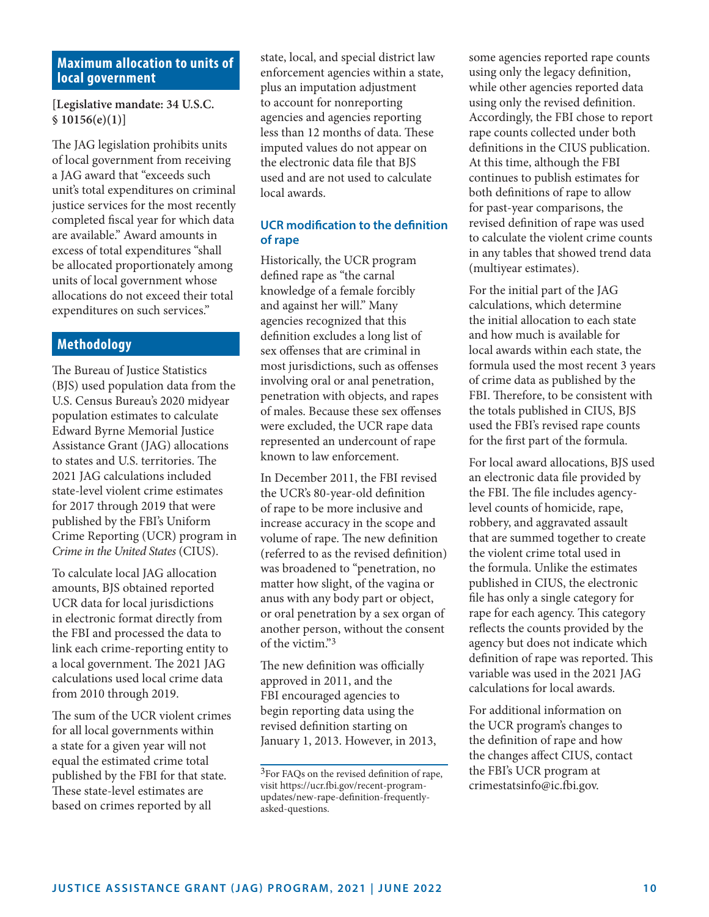## Maximum allocation to units of local government

**[Legislative mandate: 34 U.S.C. § 10156(e)(1)]**

The JAG legislation prohibits units of local government from receiving a JAG award that "exceeds such unit's total expenditures on criminal justice services for the most recently completed fiscal year for which data are available." Award amounts in excess of total expenditures "shall be allocated proportionately among units of local government whose allocations do not exceed their total expenditures on such services."

## Methodology

The Bureau of Justice Statistics (BJS) used population data from the U.S. Census Bureau's 2020 midyear population estimates to calculate Edward Byrne Memorial Justice Assistance Grant (JAG) allocations to states and U.S. territories. The 2021 JAG calculations included state-level violent crime estimates for 2017 through 2019 that were published by the FBI's Uniform Crime Reporting (UCR) program in *Crime in the United States* (CIUS).

To calculate local JAG allocation amounts, BJS obtained reported UCR data for local jurisdictions in electronic format directly from the FBI and processed the data to link each crime-reporting entity to a local government. The 2021 JAG calculations used local crime data from 2010 through 2019.

The sum of the UCR violent crimes for all local governments within a state for a given year will not equal the estimated crime total published by the FBI for that state. These state-level estimates are based on crimes reported by all state, local, and special district law enforcement agencies within a state, plus an imputation adjustment to account for nonreporting agencies and agencies reporting less than 12 months of data. These imputed values do not appear on the electronic data file that BJS used and are not used to calculate local awards.

### UCR modification to the definition of rape

Historically, the UCR program defined rape as "the carnal knowledge of a female forcibly and against her will." Many agencies recognized that this definition excludes a long list of sex offenses that are criminal in most jurisdictions, such as offenses involving oral or anal penetration, penetration with objects, and rapes of males. Because these sex offenses were excluded, the UCR rape data represented an undercount of rape known to law enforcement.

In December 2011, the FBI revised the UCR's 80-year-old definition of rape to be more inclusive and increase accuracy in the scope and volume of rape. The new definition (referred to as the revised definition) was broadened to "penetration, no matter how slight, of the vagina or anus with any body part or object, or oral penetration by a sex organ of another person, without the consent of the victim."[3]

The new definition was officially approved in 2011, and the FBI encouraged agencies to begin reporting data using the revised definition starting on January 1, 2013. However, in 2013, some agencies reported rape counts using only the legacy definition, while other agencies reported data using only the revised definition. Accordingly, the FBI chose to report rape counts collected under both definitions in the CIUS publication. At this time, although the FBI continues to publish estimates for both definitions of rape to allow for past-year comparisons, the revised definition of rape was used to calculate the violent crime counts in any tables that showed trend data (multiyear estimates).

For the initial part of the JAG calculations, which determine the initial allocation to each state and how much is available for local awards within each state, the formula used the most recent 3 years of crime data as published by the FBI. Therefore, to be consistent with the totals published in CIUS, BJS used the FBI's revised rape counts for the first part of the formula.

For local award allocations, BJS used an electronic data file provided by the FBI. The file includes agency-level counts of homicide, rape, robbery, and aggravated assault that are summed together to create the violent crime total used in the formula. Unlike the estimates published in CIUS, the electronic file has only a single category for rape for each agency. This category reflects the counts provided by the agency but does not indicate which definition of rape was reported. This variable was used in the 2021 JAG calculations for local awards.

For additional information on the UCR program's changes to the definition of rape and how the changes affect CIUS, contact the FBI's UCR program at crimestatsinfo@ic.fbi.gov.

---

[3]For FAQs on the revised definition of rape, visit https://ucr.fbi.gov/recent-program-updates/new-rape-definition-frequently-asked-questions.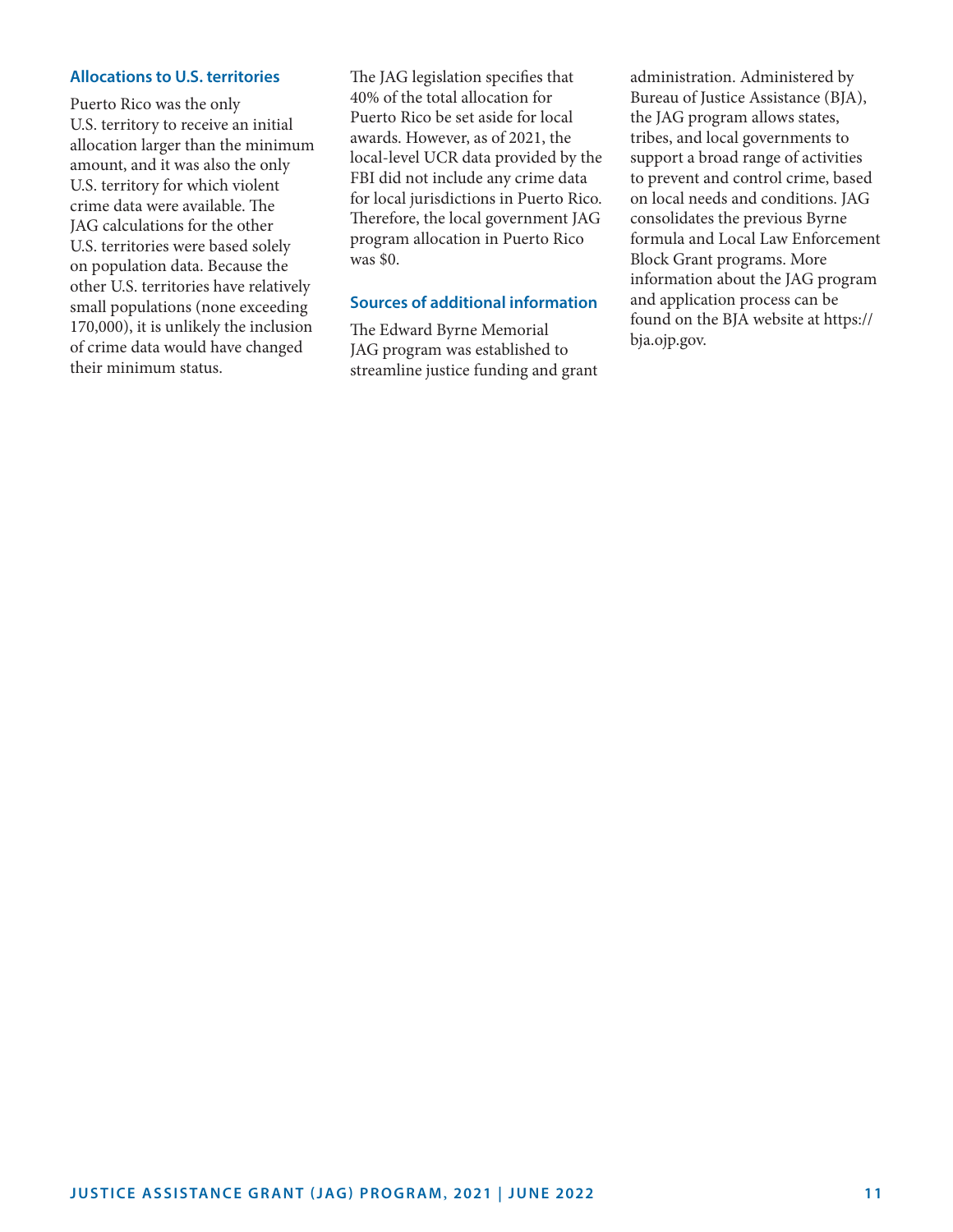### Allocations to U.S. territories

Puerto Rico was the only U.S. territory to receive an initial allocation larger than the minimum amount, and it was also the only U.S. territory for which violent crime data were available. The JAG calculations for the other U.S. territories were based solely on population data. Because the other U.S. territories have relatively small populations (none exceeding 170,000), it is unlikely the inclusion of crime data would have changed their minimum status.

The JAG legislation specifies that 40% of the total allocation for Puerto Rico be set aside for local awards. However, as of 2021, the local-level UCR data provided by the FBI did not include any crime data for local jurisdictions in Puerto Rico. Therefore, the local government JAG program allocation in Puerto Rico was $0.

### Sources of additional information

The Edward Byrne Memorial JAG program was established to streamline justice funding and grant administration. Administered by Bureau of Justice Assistance (BJA), the JAG program allows states, tribes, and local governments to support a broad range of activities to prevent and control crime, based on local needs and conditions. JAG consolidates the previous Byrne formula and Local Law Enforcement Block Grant programs. More information about the JAG program and application process can be found on the BJA website at https://bja.ojp.gov.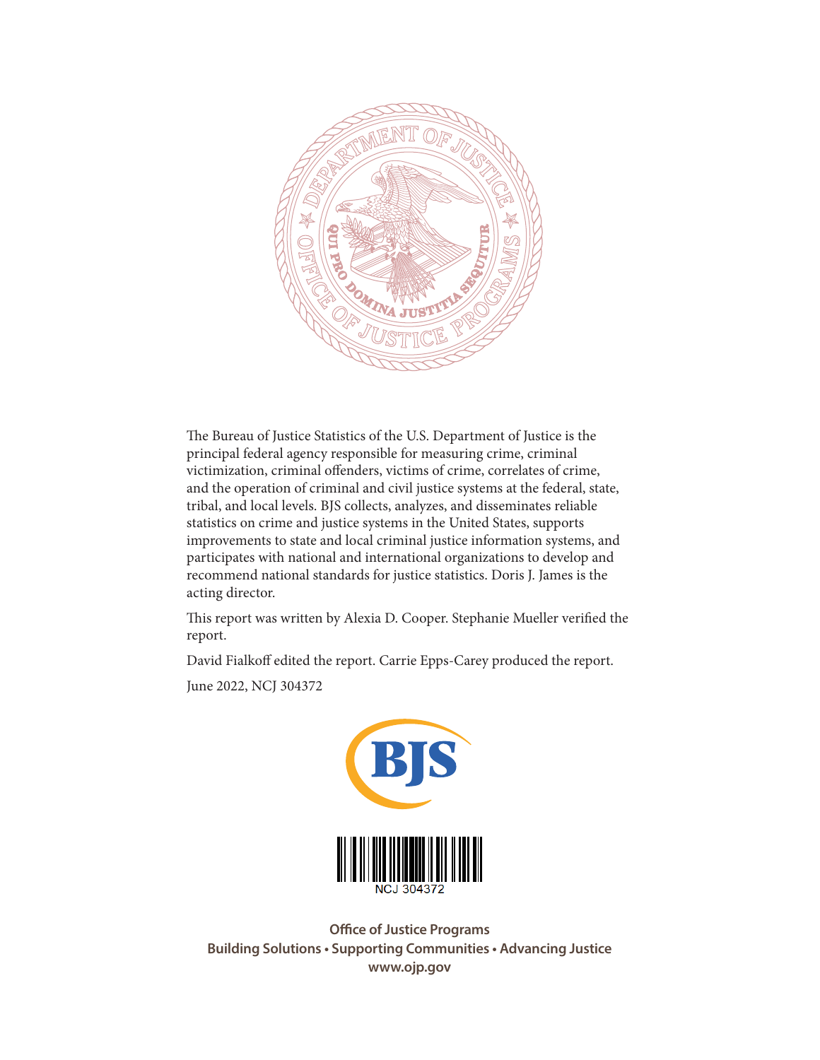The Bureau of Justice Statistics of the U.S. Department of Justice is the principal federal agency responsible for measuring crime, criminal victimization, criminal offenders, victims of crime, correlates of crime, and the operation of criminal and civil justice systems at the federal, state, tribal, and local levels. BJS collects, analyzes, and disseminates reliable statistics on crime and justice systems in the United States, supports improvements to state and local criminal justice information systems, and participates with national and international organizations to develop and recommend national standards for justice statistics. Doris J. James is the acting director.

This report was written by Alexia D. Cooper. Stephanie Mueller verified the report.

David Fialkoff edited the report. Carrie Epps-Carey produced the report.

June 2022, NCJ 304372

NCJ 304372

**Office of Justice Programs**
**Building Solutions • Supporting Communities • Advancing Justice**
**www.ojp.gov**